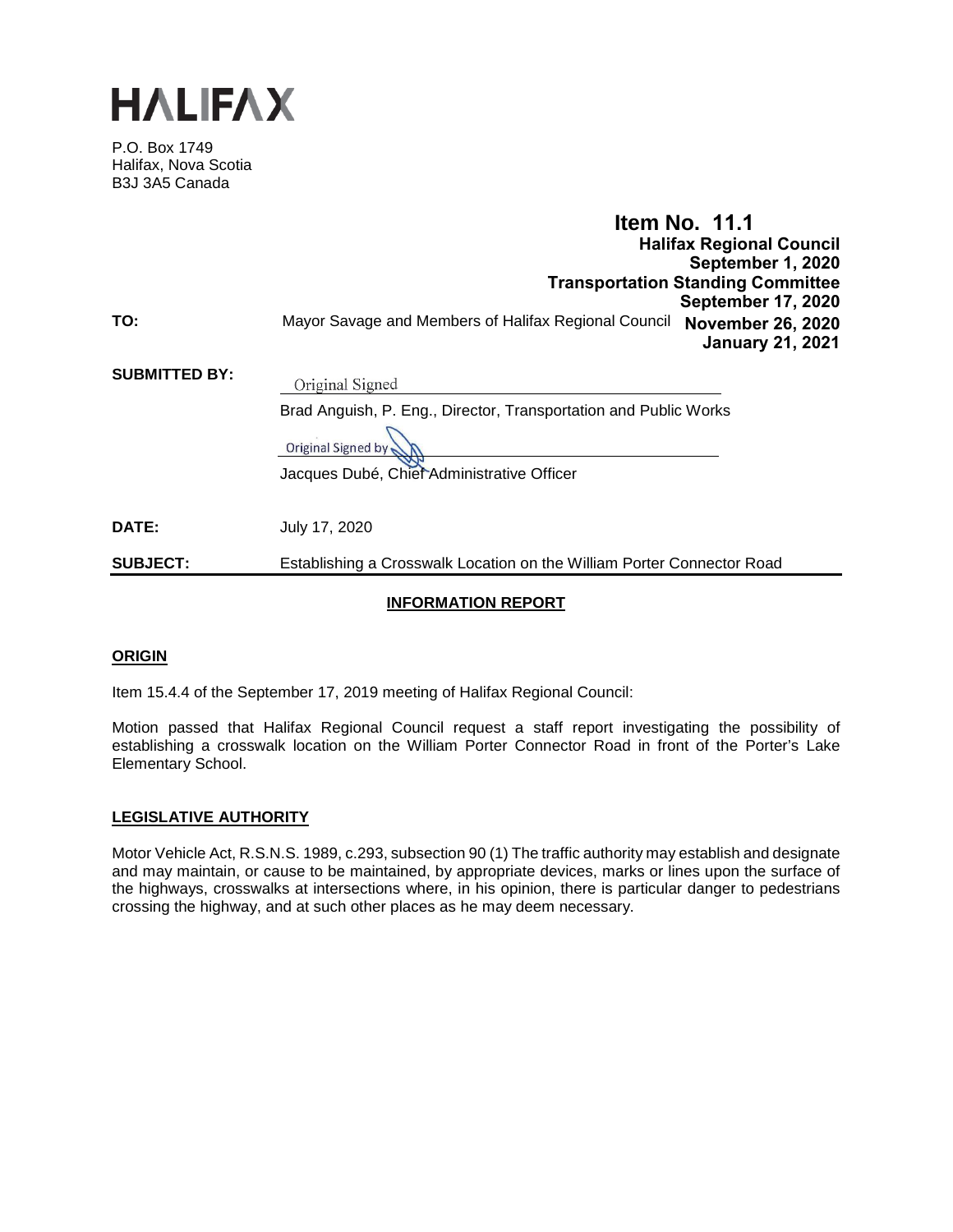# HALIFAX

P.O. Box 1749
Halifax, Nova Scotia
B3J 3A5 Canada

**Item No. 11.1**
**Halifax Regional Council**
**September 1, 2020**
**Transportation Standing Committee**
**September 17, 2020**
**November 26, 2020**
**January 21, 2021**

**TO:** Mayor Savage and Members of Halifax Regional Council

**SUBMITTED BY:**

Original Signed

Brad Anguish, P. Eng., Director, Transportation and Public Works

Original Signed by

Jacques Dubé, Chief Administrative Officer

**DATE:** July 17, 2020

**SUBJECT:** Establishing a Crosswalk Location on the William Porter Connector Road

## INFORMATION REPORT

## ORIGIN

Item 15.4.4 of the September 17, 2019 meeting of Halifax Regional Council:

Motion passed that Halifax Regional Council request a staff report investigating the possibility of establishing a crosswalk location on the William Porter Connector Road in front of the Porter's Lake Elementary School.

## LEGISLATIVE AUTHORITY

Motor Vehicle Act, R.S.N.S. 1989, c.293, subsection 90 (1) The traffic authority may establish and designate and may maintain, or cause to be maintained, by appropriate devices, marks or lines upon the surface of the highways, crosswalks at intersections where, in his opinion, there is particular danger to pedestrians crossing the highway, and at such other places as he may deem necessary.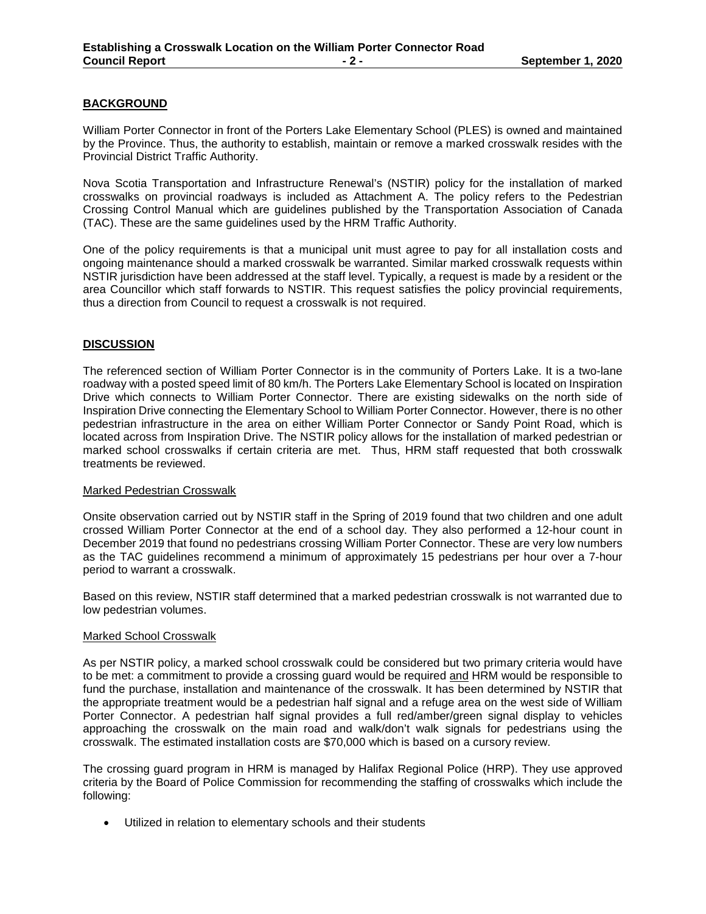## BACKGROUND

William Porter Connector in front of the Porters Lake Elementary School (PLES) is owned and maintained by the Province. Thus, the authority to establish, maintain or remove a marked crosswalk resides with the Provincial District Traffic Authority.

Nova Scotia Transportation and Infrastructure Renewal's (NSTIR) policy for the installation of marked crosswalks on provincial roadways is included as Attachment A. The policy refers to the Pedestrian Crossing Control Manual which are guidelines published by the Transportation Association of Canada (TAC). These are the same guidelines used by the HRM Traffic Authority.

One of the policy requirements is that a municipal unit must agree to pay for all installation costs and ongoing maintenance should a marked crosswalk be warranted. Similar marked crosswalk requests within NSTIR jurisdiction have been addressed at the staff level. Typically, a request is made by a resident or the area Councillor which staff forwards to NSTIR. This request satisfies the policy provincial requirements, thus a direction from Council to request a crosswalk is not required.

## DISCUSSION

The referenced section of William Porter Connector is in the community of Porters Lake. It is a two-lane roadway with a posted speed limit of 80 km/h. The Porters Lake Elementary School is located on Inspiration Drive which connects to William Porter Connector. There are existing sidewalks on the north side of Inspiration Drive connecting the Elementary School to William Porter Connector. However, there is no other pedestrian infrastructure in the area on either William Porter Connector or Sandy Point Road, which is located across from Inspiration Drive. The NSTIR policy allows for the installation of marked pedestrian or marked school crosswalks if certain criteria are met. Thus, HRM staff requested that both crosswalk treatments be reviewed.

### Marked Pedestrian Crosswalk

Onsite observation carried out by NSTIR staff in the Spring of 2019 found that two children and one adult crossed William Porter Connector at the end of a school day. They also performed a 12-hour count in December 2019 that found no pedestrians crossing William Porter Connector. These are very low numbers as the TAC guidelines recommend a minimum of approximately 15 pedestrians per hour over a 7-hour period to warrant a crosswalk.

Based on this review, NSTIR staff determined that a marked pedestrian crosswalk is not warranted due to low pedestrian volumes.

### Marked School Crosswalk

As per NSTIR policy, a marked school crosswalk could be considered but two primary criteria would have to be met: a commitment to provide a crossing guard would be required and HRM would be responsible to fund the purchase, installation and maintenance of the crosswalk. It has been determined by NSTIR that the appropriate treatment would be a pedestrian half signal and a refuge area on the west side of William Porter Connector. A pedestrian half signal provides a full red/amber/green signal display to vehicles approaching the crosswalk on the main road and walk/don't walk signals for pedestrians using the crosswalk. The estimated installation costs are $70,000 which is based on a cursory review.

The crossing guard program in HRM is managed by Halifax Regional Police (HRP). They use approved criteria by the Board of Police Commission for recommending the staffing of crosswalks which include the following:

- Utilized in relation to elementary schools and their students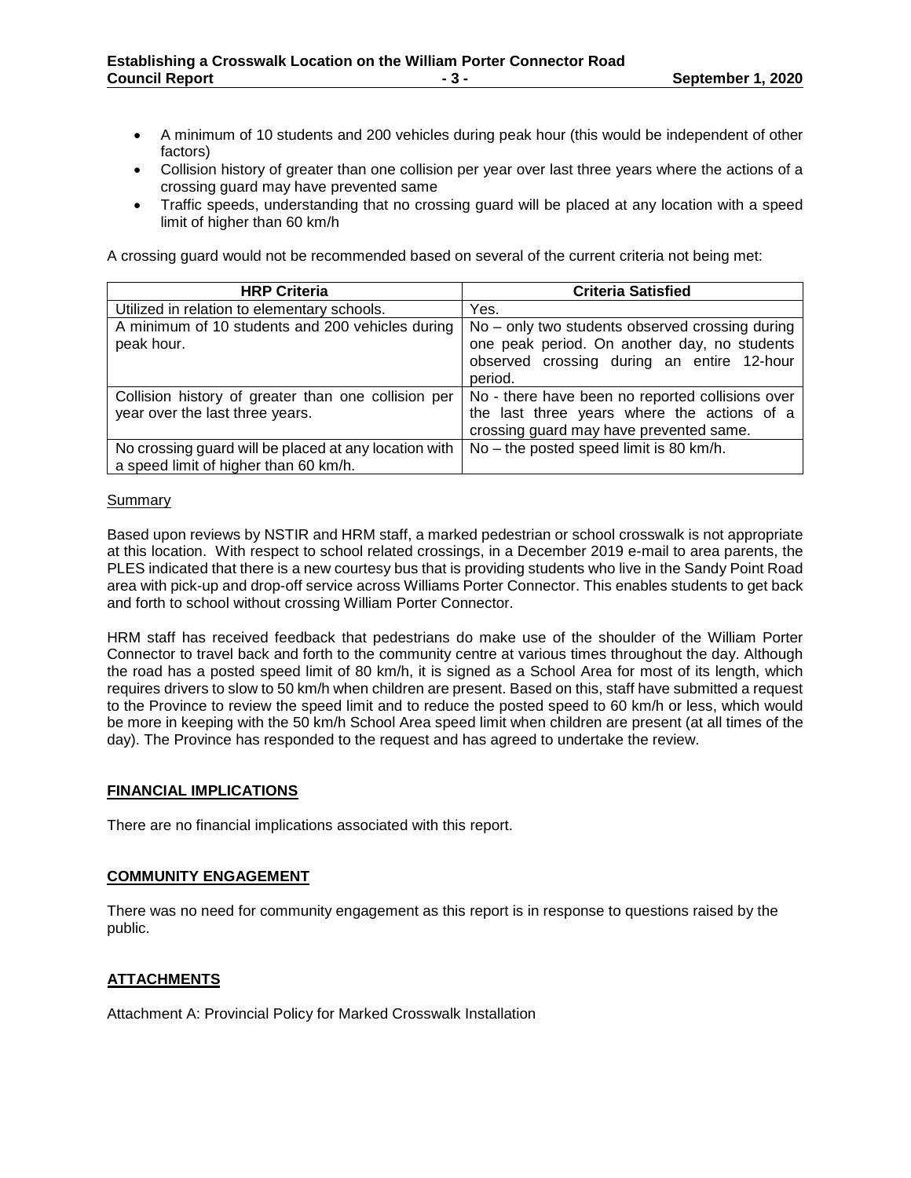- A minimum of 10 students and 200 vehicles during peak hour (this would be independent of other factors)
- Collision history of greater than one collision per year over last three years where the actions of a crossing guard may have prevented same
- Traffic speeds, understanding that no crossing guard will be placed at any location with a speed limit of higher than 60 km/h

A crossing guard would not be recommended based on several of the current criteria not being met:

| HRP Criteria | Criteria Satisfied |
|---|---|
| Utilized in relation to elementary schools. | Yes. |
| A minimum of 10 students and 200 vehicles during peak hour. | No – only two students observed crossing during one peak period. On another day, no students observed crossing during an entire 12-hour period. |
| Collision history of greater than one collision per year over the last three years. | No - there have been no reported collisions over the last three years where the actions of a crossing guard may have prevented same. |
| No crossing guard will be placed at any location with a speed limit of higher than 60 km/h. | No – the posted speed limit is 80 km/h. |

Summary

Based upon reviews by NSTIR and HRM staff, a marked pedestrian or school crosswalk is not appropriate at this location. With respect to school related crossings, in a December 2019 e-mail to area parents, the PLES indicated that there is a new courtesy bus that is providing students who live in the Sandy Point Road area with pick-up and drop-off service across Williams Porter Connector. This enables students to get back and forth to school without crossing William Porter Connector.

HRM staff has received feedback that pedestrians do make use of the shoulder of the William Porter Connector to travel back and forth to the community centre at various times throughout the day. Although the road has a posted speed limit of 80 km/h, it is signed as a School Area for most of its length, which requires drivers to slow to 50 km/h when children are present. Based on this, staff have submitted a request to the Province to review the speed limit and to reduce the posted speed to 60 km/h or less, which would be more in keeping with the 50 km/h School Area speed limit when children are present (at all times of the day). The Province has responded to the request and has agreed to undertake the review.

## FINANCIAL IMPLICATIONS

There are no financial implications associated with this report.

## COMMUNITY ENGAGEMENT

There was no need for community engagement as this report is in response to questions raised by the public.

## ATTACHMENTS

Attachment A: Provincial Policy for Marked Crosswalk Installation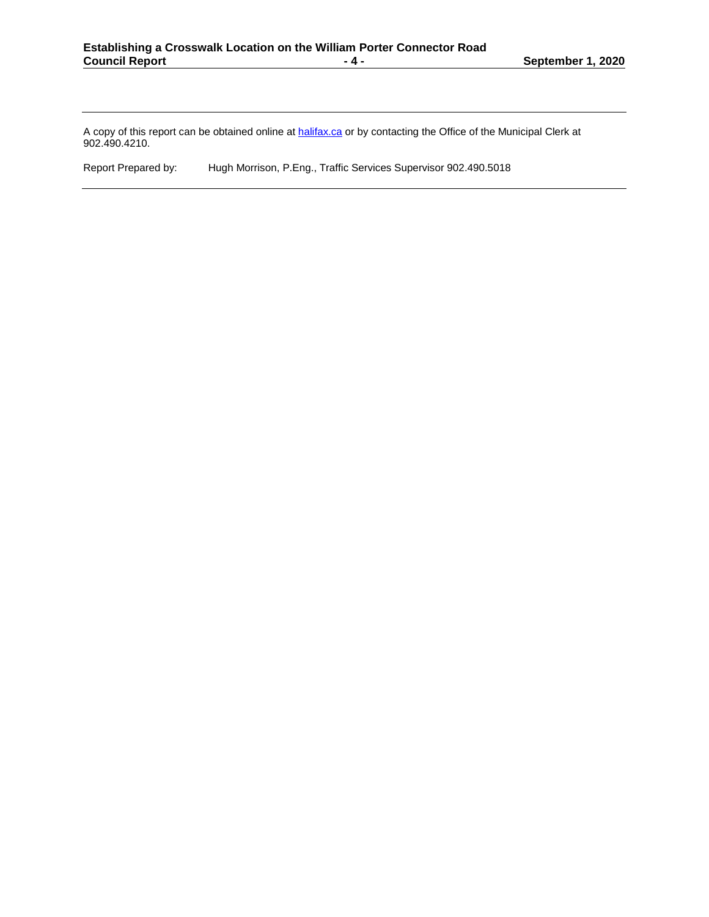---

A copy of this report can be obtained online at [halifax.ca](halifax.ca) or by contacting the Office of the Municipal Clerk at 902.490.4210.

Report Prepared by: Hugh Morrison, P.Eng., Traffic Services Supervisor 902.490.5018

---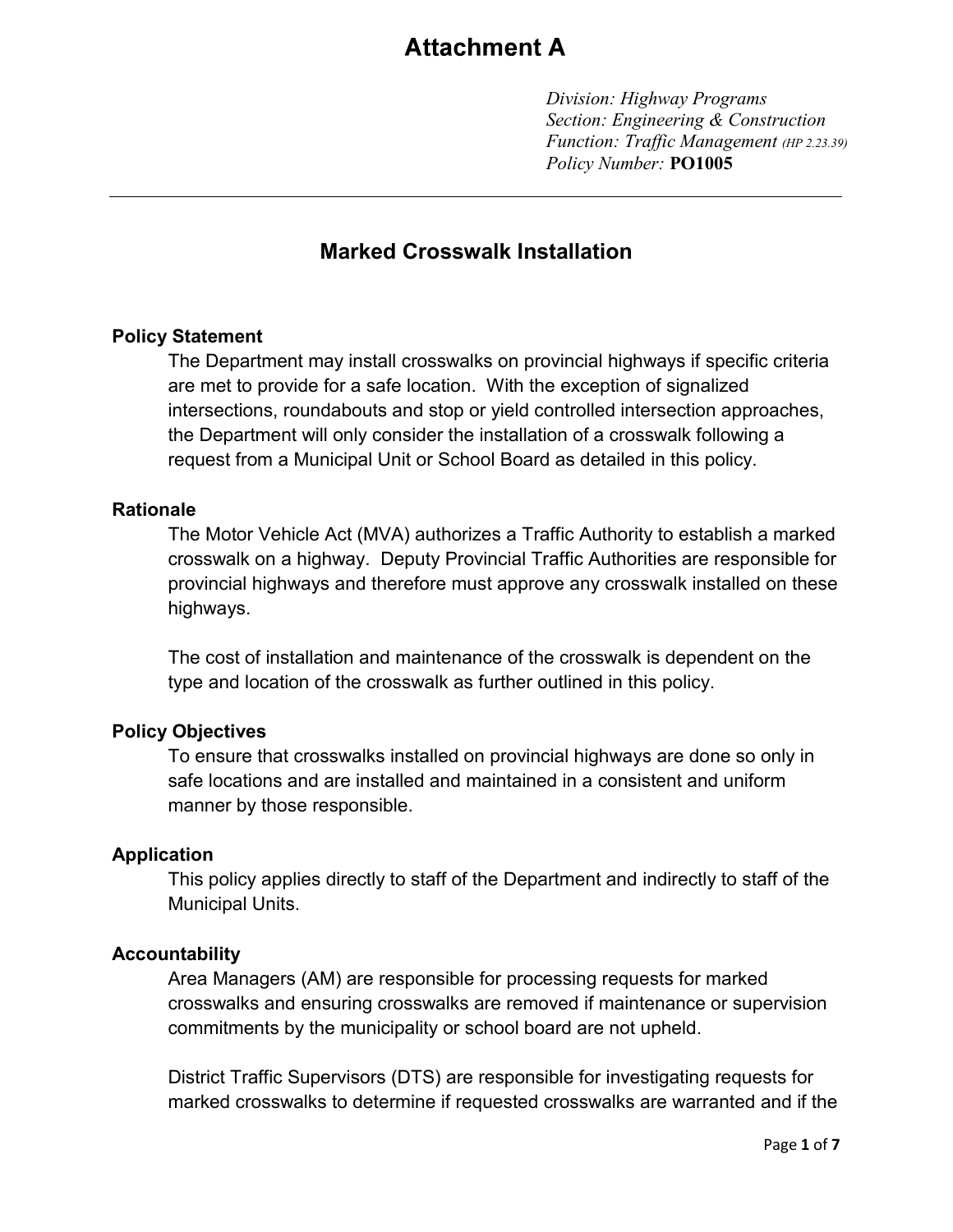# Attachment A

*Division: Highway Programs*
*Section: Engineering & Construction*
*Function: Traffic Management (HP 2.23.39)*
*Policy Number:* **PO1005**

---

## Marked Crosswalk Installation

### Policy Statement

The Department may install crosswalks on provincial highways if specific criteria are met to provide for a safe location. With the exception of signalized intersections, roundabouts and stop or yield controlled intersection approaches, the Department will only consider the installation of a crosswalk following a request from a Municipal Unit or School Board as detailed in this policy.

### Rationale

The Motor Vehicle Act (MVA) authorizes a Traffic Authority to establish a marked crosswalk on a highway. Deputy Provincial Traffic Authorities are responsible for provincial highways and therefore must approve any crosswalk installed on these highways.

The cost of installation and maintenance of the crosswalk is dependent on the type and location of the crosswalk as further outlined in this policy.

### Policy Objectives

To ensure that crosswalks installed on provincial highways are done so only in safe locations and are installed and maintained in a consistent and uniform manner by those responsible.

### Application

This policy applies directly to staff of the Department and indirectly to staff of the Municipal Units.

### Accountability

Area Managers (AM) are responsible for processing requests for marked crosswalks and ensuring crosswalks are removed if maintenance or supervision commitments by the municipality or school board are not upheld.

District Traffic Supervisors (DTS) are responsible for investigating requests for marked crosswalks to determine if requested crosswalks are warranted and if the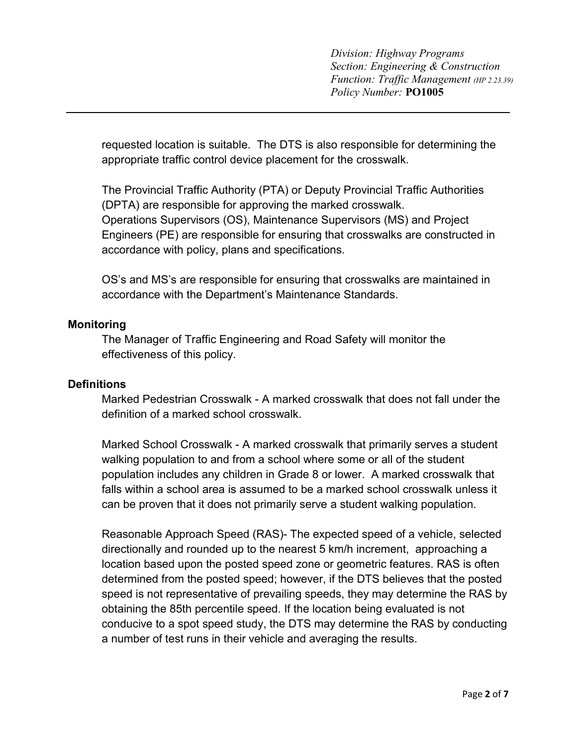requested location is suitable. The DTS is also responsible for determining the appropriate traffic control device placement for the crosswalk.

The Provincial Traffic Authority (PTA) or Deputy Provincial Traffic Authorities (DPTA) are responsible for approving the marked crosswalk.
Operations Supervisors (OS), Maintenance Supervisors (MS) and Project Engineers (PE) are responsible for ensuring that crosswalks are constructed in accordance with policy, plans and specifications.

OS's and MS's are responsible for ensuring that crosswalks are maintained in accordance with the Department's Maintenance Standards.

### Monitoring

The Manager of Traffic Engineering and Road Safety will monitor the effectiveness of this policy.

### Definitions

Marked Pedestrian Crosswalk - A marked crosswalk that does not fall under the definition of a marked school crosswalk.

Marked School Crosswalk - A marked crosswalk that primarily serves a student walking population to and from a school where some or all of the student population includes any children in Grade 8 or lower. A marked crosswalk that falls within a school area is assumed to be a marked school crosswalk unless it can be proven that it does not primarily serve a student walking population.

Reasonable Approach Speed (RAS)- The expected speed of a vehicle, selected directionally and rounded up to the nearest 5 km/h increment, approaching a location based upon the posted speed zone or geometric features. RAS is often determined from the posted speed; however, if the DTS believes that the posted speed is not representative of prevailing speeds, they may determine the RAS by obtaining the 85th percentile speed. If the location being evaluated is not conducive to a spot speed study, the DTS may determine the RAS by conducting a number of test runs in their vehicle and averaging the results.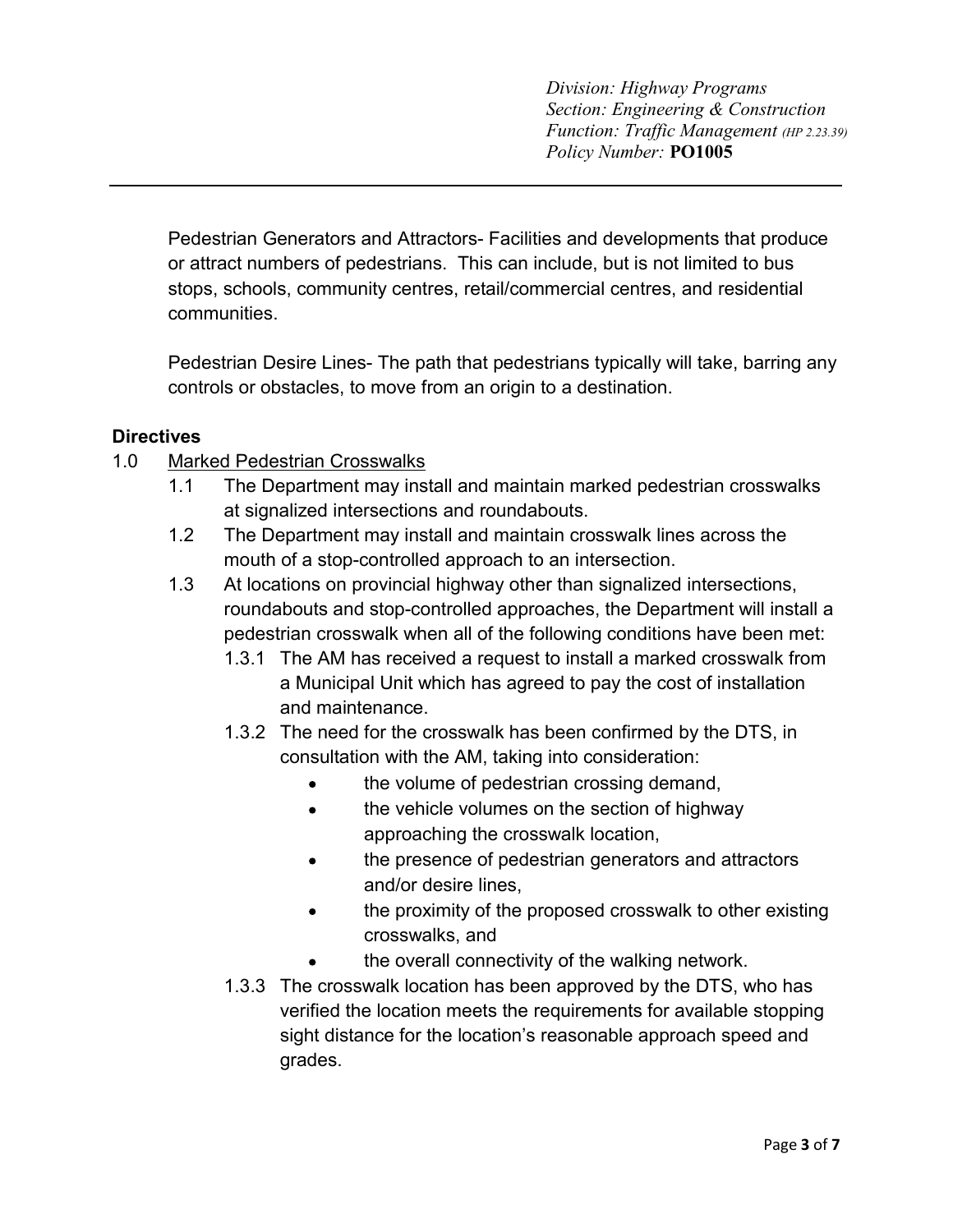Pedestrian Generators and Attractors- Facilities and developments that produce or attract numbers of pedestrians. This can include, but is not limited to bus stops, schools, community centres, retail/commercial centres, and residential communities.

Pedestrian Desire Lines- The path that pedestrians typically will take, barring any controls or obstacles, to move from an origin to a destination.

## Directives

1.0 Marked Pedestrian Crosswalks

- 1.1 The Department may install and maintain marked pedestrian crosswalks at signalized intersections and roundabouts.
- 1.2 The Department may install and maintain crosswalk lines across the mouth of a stop-controlled approach to an intersection.
- 1.3 At locations on provincial highway other than signalized intersections, roundabouts and stop-controlled approaches, the Department will install a pedestrian crosswalk when all of the following conditions have been met:
  - 1.3.1 The AM has received a request to install a marked crosswalk from a Municipal Unit which has agreed to pay the cost of installation and maintenance.
  - 1.3.2 The need for the crosswalk has been confirmed by the DTS, in consultation with the AM, taking into consideration:
    - the volume of pedestrian crossing demand,
    - the vehicle volumes on the section of highway approaching the crosswalk location,
    - the presence of pedestrian generators and attractors and/or desire lines,
    - the proximity of the proposed crosswalk to other existing crosswalks, and
    - the overall connectivity of the walking network.
  - 1.3.3 The crosswalk location has been approved by the DTS, who has verified the location meets the requirements for available stopping sight distance for the location's reasonable approach speed and grades.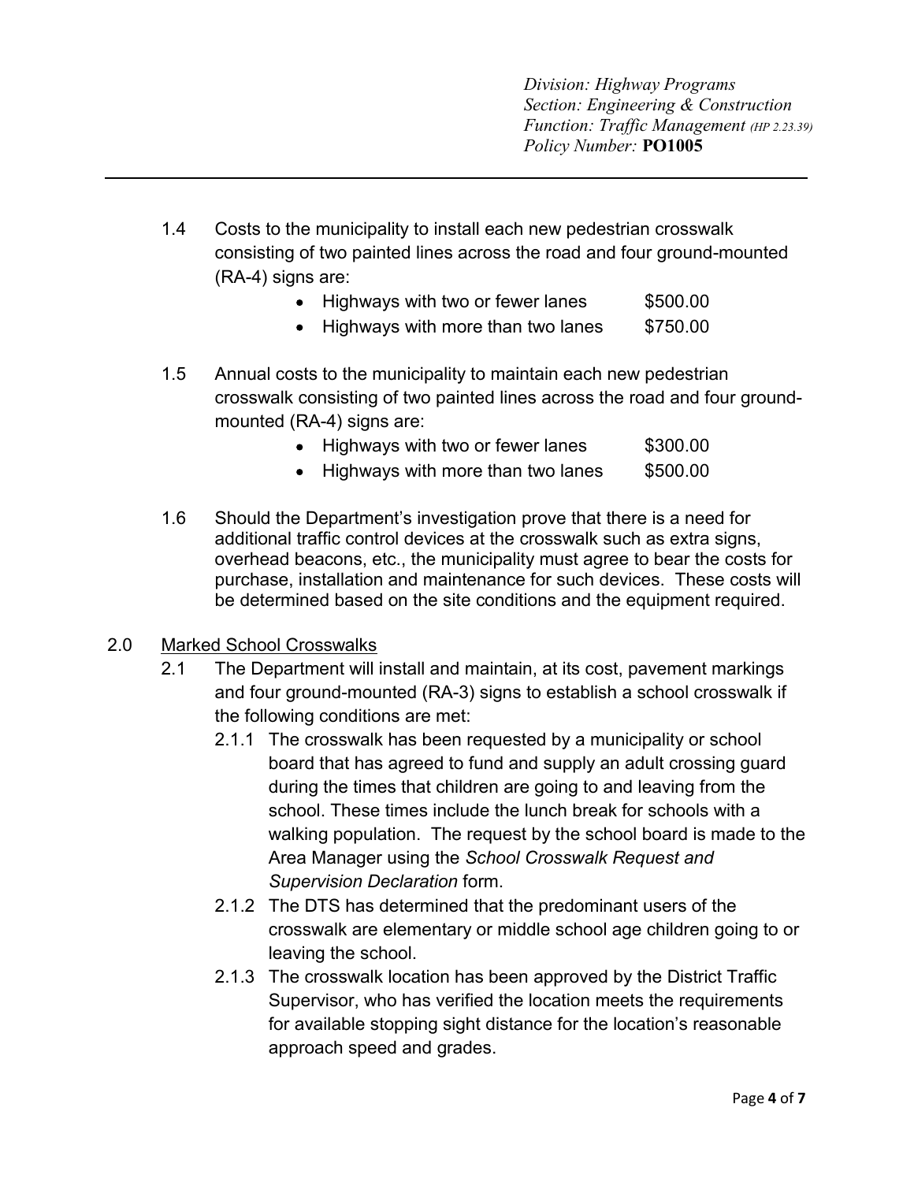1.4 Costs to the municipality to install each new pedestrian crosswalk consisting of two painted lines across the road and four ground-mounted (RA-4) signs are:

- Highways with two or fewer lanes $500.00
- Highways with more than two lanes $750.00

1.5 Annual costs to the municipality to maintain each new pedestrian crosswalk consisting of two painted lines across the road and four ground-mounted (RA-4) signs are:

- Highways with two or fewer lanes $300.00
- Highways with more than two lanes $500.00

1.6 Should the Department's investigation prove that there is a need for additional traffic control devices at the crosswalk such as extra signs, overhead beacons, etc., the municipality must agree to bear the costs for purchase, installation and maintenance for such devices. These costs will be determined based on the site conditions and the equipment required.

2.0 <u>Marked School Crosswalks</u>

2.1 The Department will install and maintain, at its cost, pavement markings and four ground-mounted (RA-3) signs to establish a school crosswalk if the following conditions are met:

2.1.1 The crosswalk has been requested by a municipality or school board that has agreed to fund and supply an adult crossing guard during the times that children are going to and leaving from the school. These times include the lunch break for schools with a walking population. The request by the school board is made to the Area Manager using the *School Crosswalk Request and Supervision Declaration* form.

2.1.2 The DTS has determined that the predominant users of the crosswalk are elementary or middle school age children going to or leaving the school.

2.1.3 The crosswalk location has been approved by the District Traffic Supervisor, who has verified the location meets the requirements for available stopping sight distance for the location's reasonable approach speed and grades.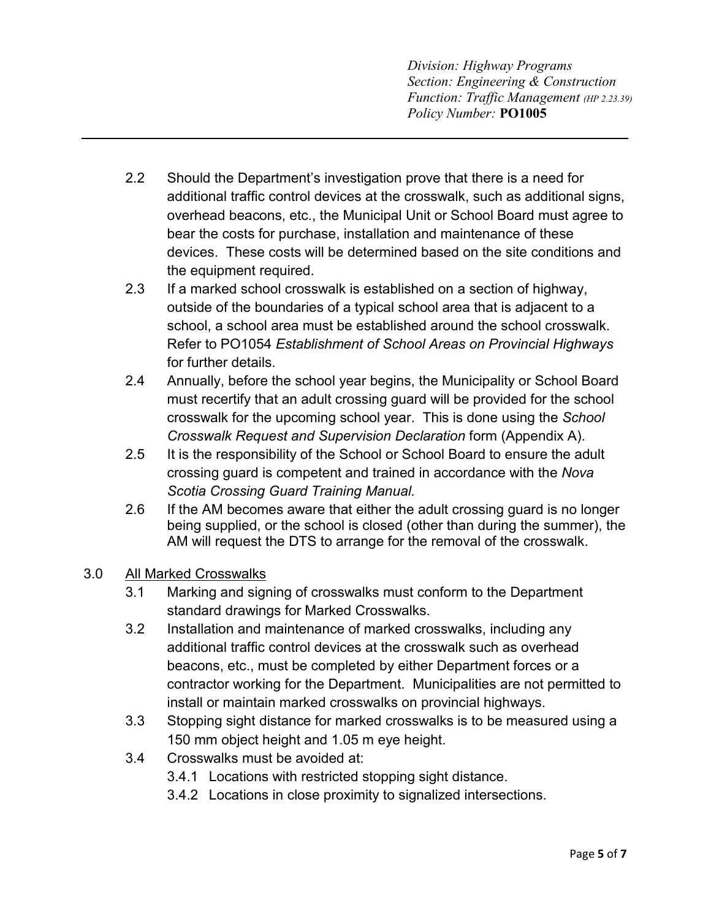2.2 Should the Department's investigation prove that there is a need for additional traffic control devices at the crosswalk, such as additional signs, overhead beacons, etc., the Municipal Unit or School Board must agree to bear the costs for purchase, installation and maintenance of these devices. These costs will be determined based on the site conditions and the equipment required.

2.3 If a marked school crosswalk is established on a section of highway, outside of the boundaries of a typical school area that is adjacent to a school, a school area must be established around the school crosswalk. Refer to PO1054 *Establishment of School Areas on Provincial Highways* for further details.

2.4 Annually, before the school year begins, the Municipality or School Board must recertify that an adult crossing guard will be provided for the school crosswalk for the upcoming school year. This is done using the *School Crosswalk Request and Supervision Declaration* form (Appendix A).

2.5 It is the responsibility of the School or School Board to ensure the adult crossing guard is competent and trained in accordance with the *Nova Scotia Crossing Guard Training Manual.*

2.6 If the AM becomes aware that either the adult crossing guard is no longer being supplied, or the school is closed (other than during the summer), the AM will request the DTS to arrange for the removal of the crosswalk.

## 3.0 All Marked Crosswalks

3.1 Marking and signing of crosswalks must conform to the Department standard drawings for Marked Crosswalks.

3.2 Installation and maintenance of marked crosswalks, including any additional traffic control devices at the crosswalk such as overhead beacons, etc., must be completed by either Department forces or a contractor working for the Department. Municipalities are not permitted to install or maintain marked crosswalks on provincial highways.

3.3 Stopping sight distance for marked crosswalks is to be measured using a 150 mm object height and 1.05 m eye height.

3.4 Crosswalks must be avoided at:

- 3.4.1 Locations with restricted stopping sight distance.
- 3.4.2 Locations in close proximity to signalized intersections.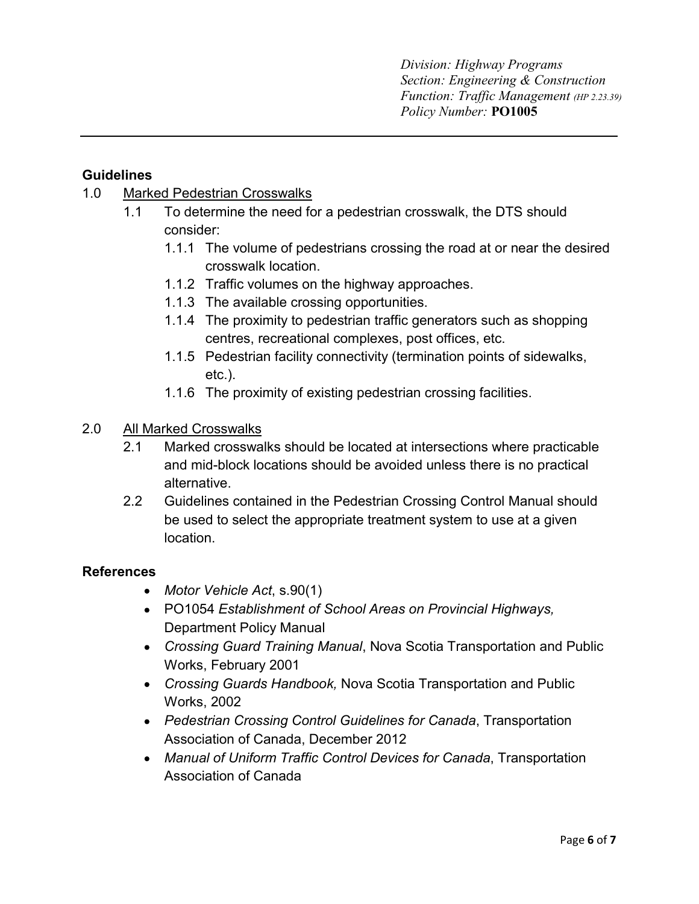## Guidelines

1.0 <u>Marked Pedestrian Crosswalks</u>

- 1.1 To determine the need for a pedestrian crosswalk, the DTS should consider:
  - 1.1.1 The volume of pedestrians crossing the road at or near the desired crosswalk location.
  - 1.1.2 Traffic volumes on the highway approaches.
  - 1.1.3 The available crossing opportunities.
  - 1.1.4 The proximity to pedestrian traffic generators such as shopping centres, recreational complexes, post offices, etc.
  - 1.1.5 Pedestrian facility connectivity (termination points of sidewalks, etc.).
  - 1.1.6 The proximity of existing pedestrian crossing facilities.

2.0 <u>All Marked Crosswalks</u>

- 2.1 Marked crosswalks should be located at intersections where practicable and mid-block locations should be avoided unless there is no practical alternative.
- 2.2 Guidelines contained in the Pedestrian Crossing Control Manual should be used to select the appropriate treatment system to use at a given location.

## References

- *Motor Vehicle Act*, s.90(1)
- PO1054 *Establishment of School Areas on Provincial Highways,* Department Policy Manual
- *Crossing Guard Training Manual*, Nova Scotia Transportation and Public Works, February 2001
- *Crossing Guards Handbook,* Nova Scotia Transportation and Public Works, 2002
- *Pedestrian Crossing Control Guidelines for Canada*, Transportation Association of Canada, December 2012
- *Manual of Uniform Traffic Control Devices for Canada*, Transportation Association of Canada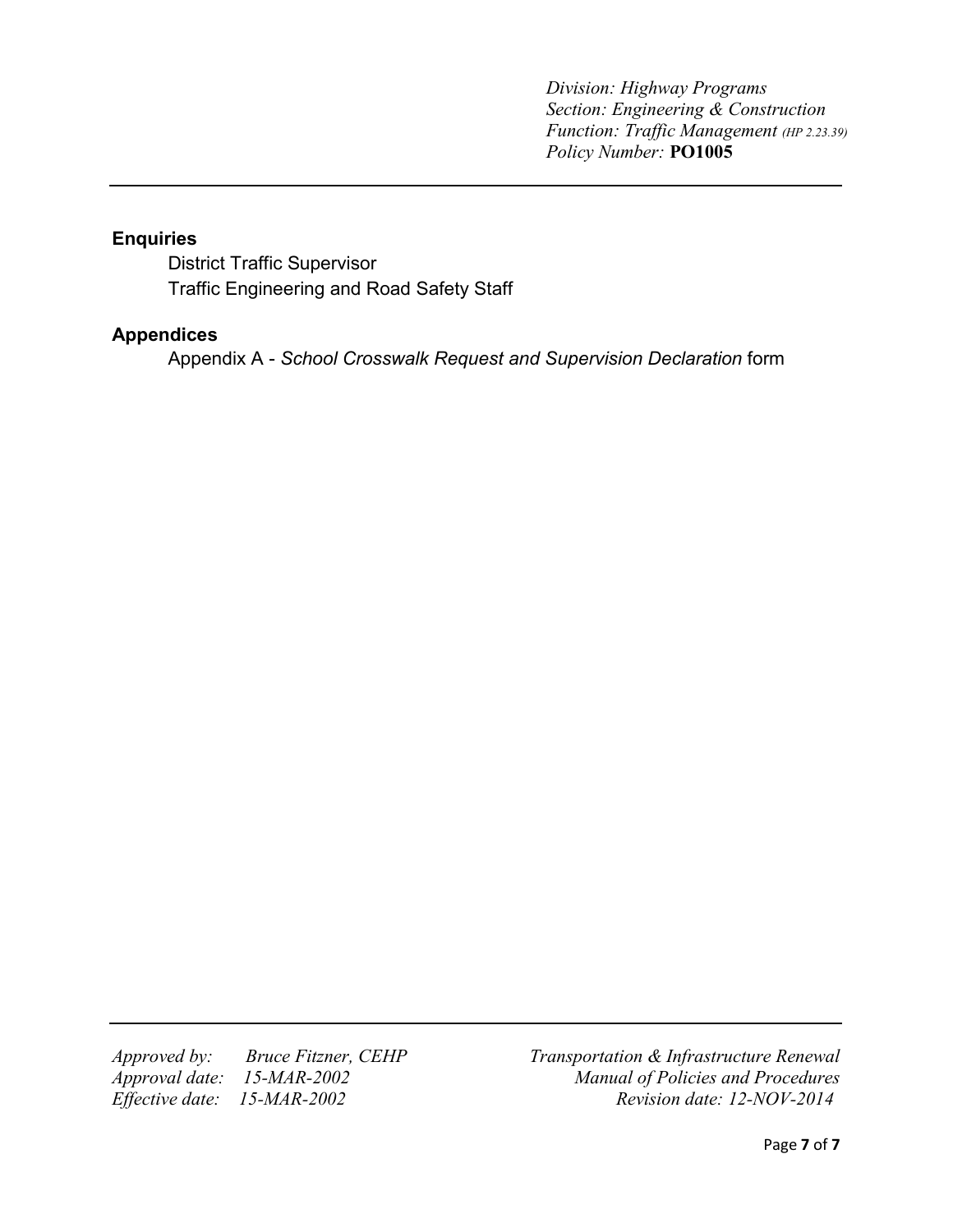## Enquiries

District Traffic Supervisor
Traffic Engineering and Road Safety Staff

## Appendices

Appendix A - *School Crosswalk Request and Supervision Declaration* form